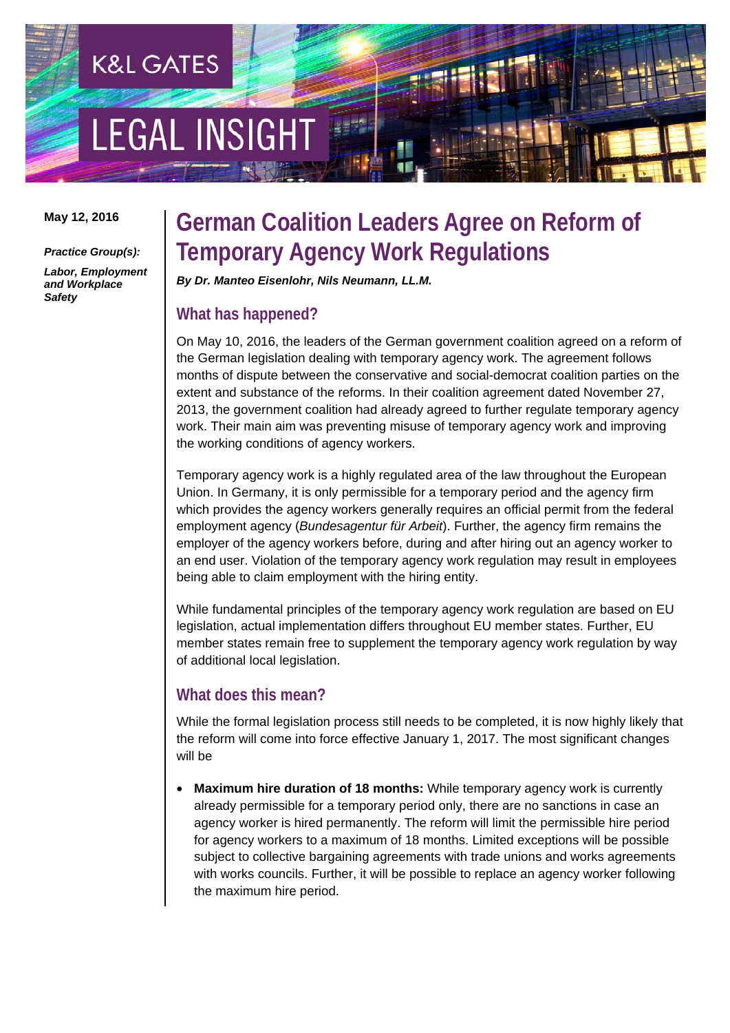K&L GATES

LEGAL INSIGHT

**May 12, 2016**

***Practice Group(s):***

***Labor, Employment and Workplace Safety***

# German Coalition Leaders Agree on Reform of Temporary Agency Work Regulations

***By Dr. Manteo Eisenlohr, Nils Neumann, LL.M.***

## What has happened?

On May 10, 2016, the leaders of the German government coalition agreed on a reform of the German legislation dealing with temporary agency work. The agreement follows months of dispute between the conservative and social-democrat coalition parties on the extent and substance of the reforms. In their coalition agreement dated November 27, 2013, the government coalition had already agreed to further regulate temporary agency work. Their main aim was preventing misuse of temporary agency work and improving the working conditions of agency workers.

Temporary agency work is a highly regulated area of the law throughout the European Union. In Germany, it is only permissible for a temporary period and the agency firm which provides the agency workers generally requires an official permit from the federal employment agency (*Bundesagentur für Arbeit*). Further, the agency firm remains the employer of the agency workers before, during and after hiring out an agency worker to an end user. Violation of the temporary agency work regulation may result in employees being able to claim employment with the hiring entity.

While fundamental principles of the temporary agency work regulation are based on EU legislation, actual implementation differs throughout EU member states. Further, EU member states remain free to supplement the temporary agency work regulation by way of additional local legislation.

## What does this mean?

While the formal legislation process still needs to be completed, it is now highly likely that the reform will come into force effective January 1, 2017. The most significant changes will be

- **Maximum hire duration of 18 months:** While temporary agency work is currently already permissible for a temporary period only, there are no sanctions in case an agency worker is hired permanently. The reform will limit the permissible hire period for agency workers to a maximum of 18 months. Limited exceptions will be possible subject to collective bargaining agreements with trade unions and works agreements with works councils. Further, it will be possible to replace an agency worker following the maximum hire period.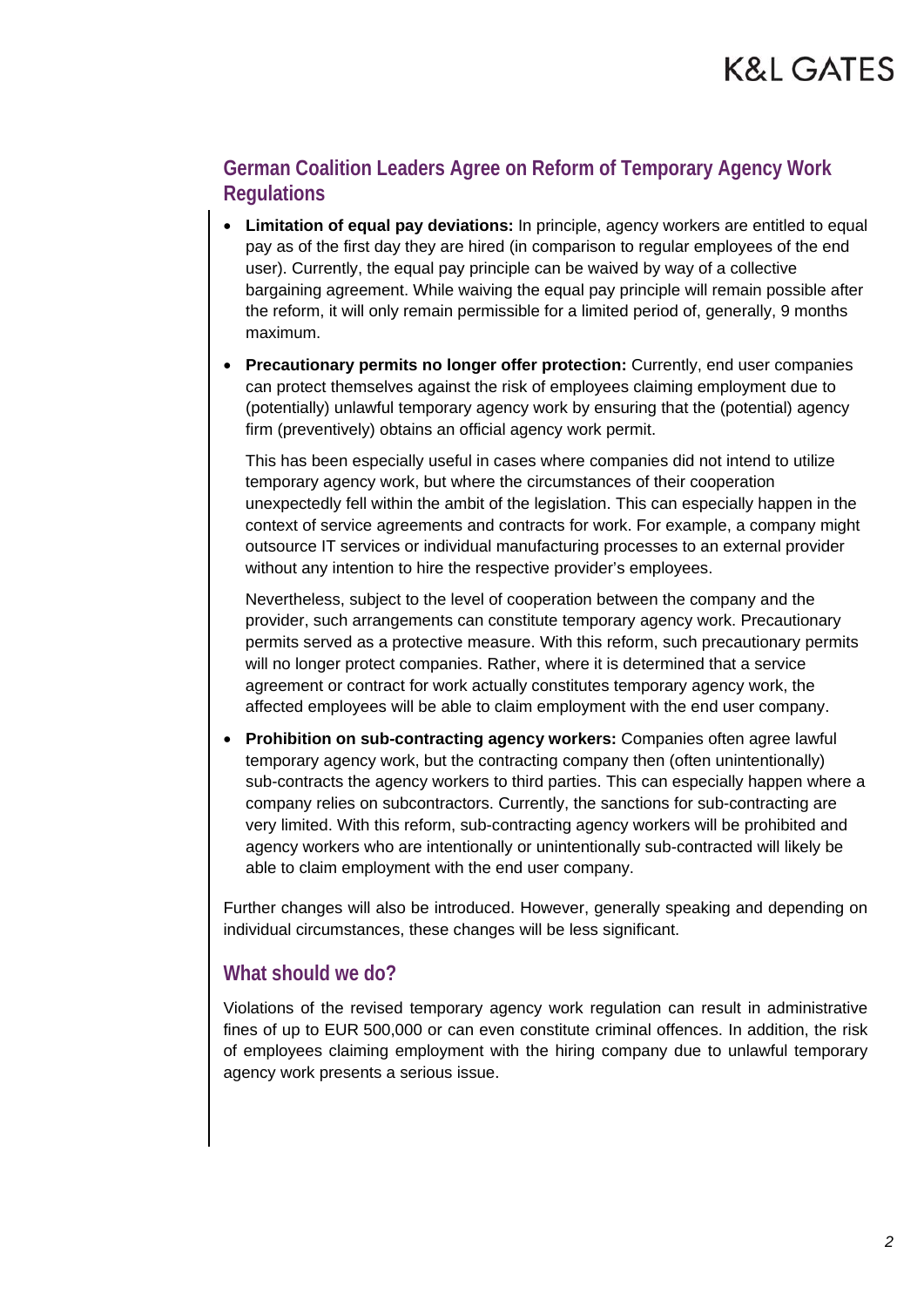## German Coalition Leaders Agree on Reform of Temporary Agency Work Regulations

- **Limitation of equal pay deviations:** In principle, agency workers are entitled to equal pay as of the first day they are hired (in comparison to regular employees of the end user). Currently, the equal pay principle can be waived by way of a collective bargaining agreement. While waiving the equal pay principle will remain possible after the reform, it will only remain permissible for a limited period of, generally, 9 months maximum.

- **Precautionary permits no longer offer protection:** Currently, end user companies can protect themselves against the risk of employees claiming employment due to (potentially) unlawful temporary agency work by ensuring that the (potential) agency firm (preventively) obtains an official agency work permit.

  This has been especially useful in cases where companies did not intend to utilize temporary agency work, but where the circumstances of their cooperation unexpectedly fell within the ambit of the legislation. This can especially happen in the context of service agreements and contracts for work. For example, a company might outsource IT services or individual manufacturing processes to an external provider without any intention to hire the respective provider's employees.

  Nevertheless, subject to the level of cooperation between the company and the provider, such arrangements can constitute temporary agency work. Precautionary permits served as a protective measure. With this reform, such precautionary permits will no longer protect companies. Rather, where it is determined that a service agreement or contract for work actually constitutes temporary agency work, the affected employees will be able to claim employment with the end user company.

- **Prohibition on sub-contracting agency workers:** Companies often agree lawful temporary agency work, but the contracting company then (often unintentionally) sub-contracts the agency workers to third parties. This can especially happen where a company relies on subcontractors. Currently, the sanctions for sub-contracting are very limited. With this reform, sub-contracting agency workers will be prohibited and agency workers who are intentionally or unintentionally sub-contracted will likely be able to claim employment with the end user company.

Further changes will also be introduced. However, generally speaking and depending on individual circumstances, these changes will be less significant.

## What should we do?

Violations of the revised temporary agency work regulation can result in administrative fines of up to EUR 500,000 or can even constitute criminal offences. In addition, the risk of employees claiming employment with the hiring company due to unlawful temporary agency work presents a serious issue.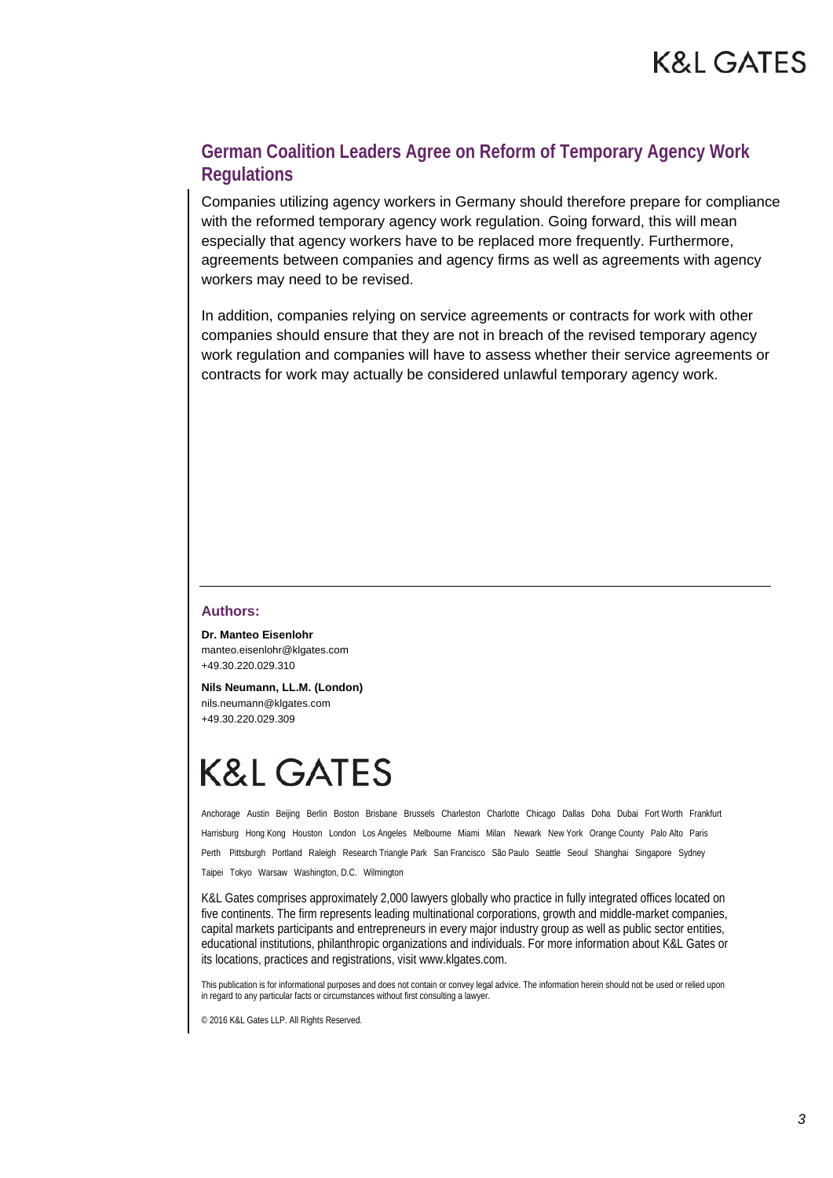## German Coalition Leaders Agree on Reform of Temporary Agency Work Regulations

Companies utilizing agency workers in Germany should therefore prepare for compliance with the reformed temporary agency work regulation. Going forward, this will mean especially that agency workers have to be replaced more frequently. Furthermore, agreements between companies and agency firms as well as agreements with agency workers may need to be revised.

In addition, companies relying on service agreements or contracts for work with other companies should ensure that they are not in breach of the revised temporary agency work regulation and companies will have to assess whether their service agreements or contracts for work may actually be considered unlawful temporary agency work.

---

**Authors:**

**Dr. Manteo Eisenlohr**
manteo.eisenlohr@klgates.com
+49.30.220.029.310

**Nils Neumann, LL.M. (London)**
nils.neumann@klgates.com
+49.30.220.029.309

# K&L GATES

Anchorage Austin Beijing Berlin Boston Brisbane Brussels Charleston Charlotte Chicago Dallas Doha Dubai Fort Worth Frankfurt Harrisburg Hong Kong Houston London Los Angeles Melbourne Miami Milan Newark New York Orange County Palo Alto Paris Perth Pittsburgh Portland Raleigh Research Triangle Park San Francisco São Paulo Seattle Seoul Shanghai Singapore Sydney Taipei Tokyo Warsaw Washington, D.C. Wilmington

K&L Gates comprises approximately 2,000 lawyers globally who practice in fully integrated offices located on five continents. The firm represents leading multinational corporations, growth and middle-market companies, capital markets participants and entrepreneurs in every major industry group as well as public sector entities, educational institutions, philanthropic organizations and individuals. For more information about K&L Gates or its locations, practices and registrations, visit www.klgates.com.

This publication is for informational purposes and does not contain or convey legal advice. The information herein should not be used or relied upon in regard to any particular facts or circumstances without first consulting a lawyer.

© 2016 K&L Gates LLP. All Rights Reserved.